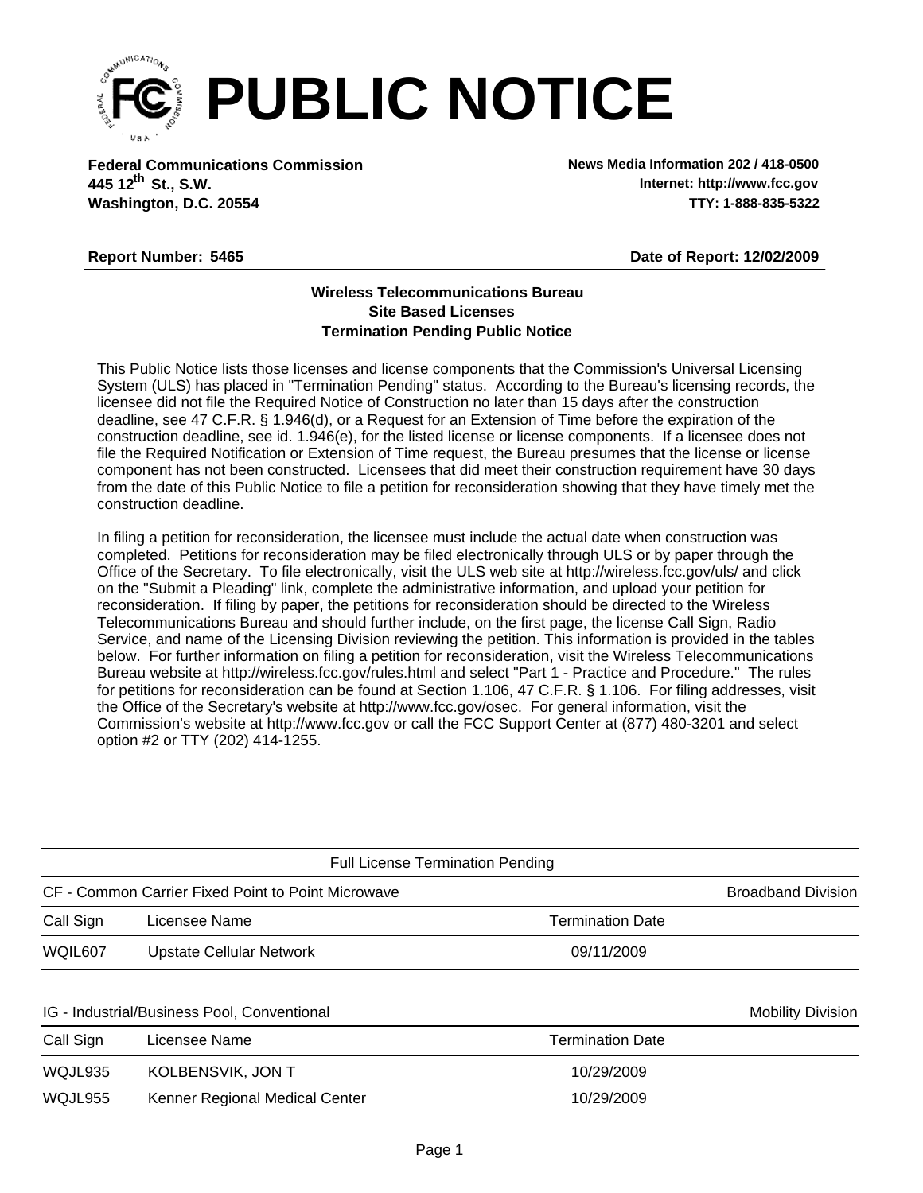# PUBLIC NOTICE

**Federal Communications Commission**
**445 12th St., S.W.**
**Washington, D.C. 20554**

**News Media Information 202 / 418-0500**
**Internet: http://www.fcc.gov**
**TTY: 1-888-835-5322**

**Report Number: 5465** | **Date of Report: 12/02/2009**

### Wireless Telecommunications Bureau
### Site Based Licenses
### Termination Pending Public Notice

This Public Notice lists those licenses and license components that the Commission's Universal Licensing System (ULS) has placed in "Termination Pending" status. According to the Bureau's licensing records, the licensee did not file the Required Notice of Construction no later than 15 days after the construction deadline, see 47 C.F.R. § 1.946(d), or a Request for an Extension of Time before the expiration of the construction deadline, see id. 1.946(e), for the listed license or license components. If a licensee does not file the Required Notification or Extension of Time request, the Bureau presumes that the license or license component has not been constructed. Licensees that did meet their construction requirement have 30 days from the date of this Public Notice to file a petition for reconsideration showing that they have timely met the construction deadline.

In filing a petition for reconsideration, the licensee must include the actual date when construction was completed. Petitions for reconsideration may be filed electronically through ULS or by paper through the Office of the Secretary. To file electronically, visit the ULS web site at http://wireless.fcc.gov/uls/ and click on the "Submit a Pleading" link, complete the administrative information, and upload your petition for reconsideration. If filing by paper, the petitions for reconsideration should be directed to the Wireless Telecommunications Bureau and should further include, on the first page, the license Call Sign, Radio Service, and name of the Licensing Division reviewing the petition. This information is provided in the tables below. For further information on filing a petition for reconsideration, visit the Wireless Telecommunications Bureau website at http://wireless.fcc.gov/rules.html and select "Part 1 - Practice and Procedure." The rules for petitions for reconsideration can be found at Section 1.106, 47 C.F.R. § 1.106. For filing addresses, visit the Office of the Secretary's website at http://www.fcc.gov/osec. For general information, visit the Commission's website at http://www.fcc.gov or call the FCC Support Center at (877) 480-3201 and select option #2 or TTY (202) 414-1255.

#### Full License Termination Pending

CF - Common Carrier Fixed Point to Point Microwave — Broadband Division

| Call Sign | Licensee Name | Termination Date |
|---|---|---|
| WQIL607 | Upstate Cellular Network | 09/11/2009 |

IG - Industrial/Business Pool, Conventional — Mobility Division

| Call Sign | Licensee Name | Termination Date |
|---|---|---|
| WQJL935 | KOLBENSVIK, JON T | 10/29/2009 |
| WQJL955 | Kenner Regional Medical Center | 10/29/2009 |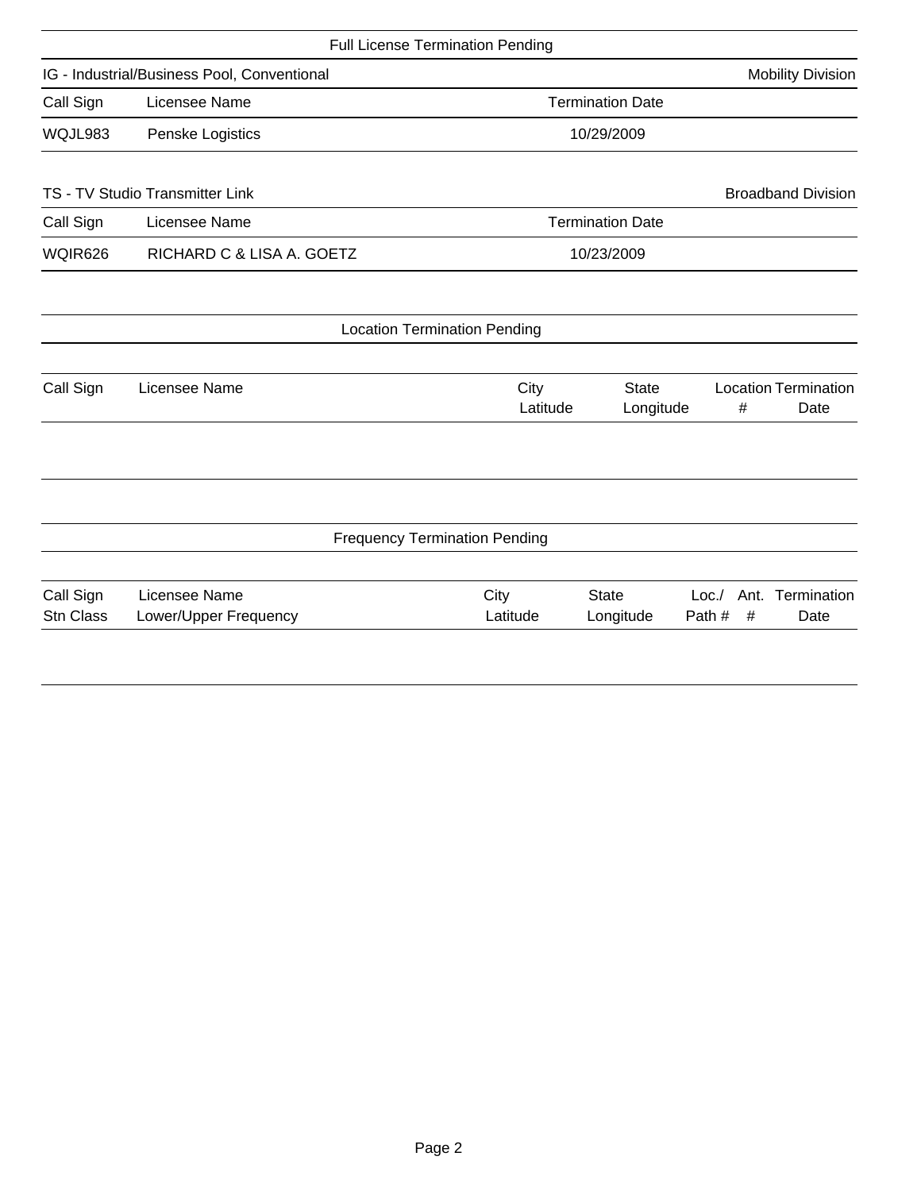## Full License Termination Pending

### IG - Industrial/Business Pool, Conventional — Mobility Division

| Call Sign | Licensee Name | Termination Date |
|---|---|---|
| WQJL983 | Penske Logistics | 10/29/2009 |

### TS - TV Studio Transmitter Link — Broadband Division

| Call Sign | Licensee Name | Termination Date |
|---|---|---|
| WQIR626 | RICHARD C & LISA A. GOETZ | 10/23/2009 |

## Location Termination Pending

| Call Sign | Licensee Name | City / Latitude | State / Longitude | Location # | Termination Date |
|---|---|---|---|---|---|

## Frequency Termination Pending

| Call Sign / Stn Class | Licensee Name / Lower/Upper Frequency | City / Latitude | State / Longitude | Loc./ Path # | Ant. # | Termination Date |
|---|---|---|---|---|---|---|